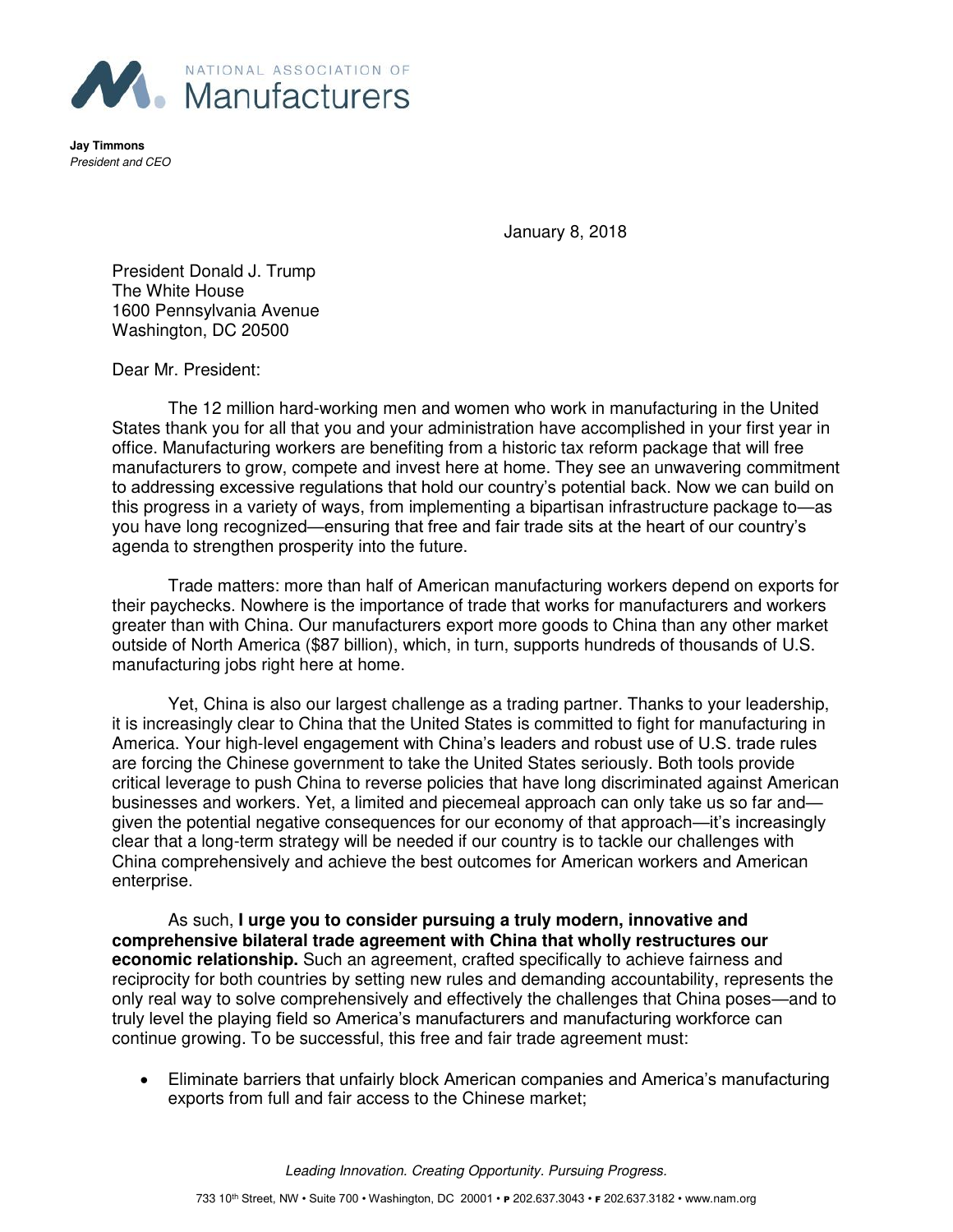NATIONAL ASSOCIATION OF Manufacturers

**Jay Timmons**
*President and CEO*

January 8, 2018

President Donald J. Trump
The White House
1600 Pennsylvania Avenue
Washington, DC 20500

Dear Mr. President:

The 12 million hard-working men and women who work in manufacturing in the United States thank you for all that you and your administration have accomplished in your first year in office. Manufacturing workers are benefiting from a historic tax reform package that will free manufacturers to grow, compete and invest here at home. They see an unwavering commitment to addressing excessive regulations that hold our country's potential back. Now we can build on this progress in a variety of ways, from implementing a bipartisan infrastructure package to—as you have long recognized—ensuring that free and fair trade sits at the heart of our country's agenda to strengthen prosperity into the future.

Trade matters: more than half of American manufacturing workers depend on exports for their paychecks. Nowhere is the importance of trade that works for manufacturers and workers greater than with China. Our manufacturers export more goods to China than any other market outside of North America ($87 billion), which, in turn, supports hundreds of thousands of U.S. manufacturing jobs right here at home.

Yet, China is also our largest challenge as a trading partner. Thanks to your leadership, it is increasingly clear to China that the United States is committed to fight for manufacturing in America. Your high-level engagement with China's leaders and robust use of U.S. trade rules are forcing the Chinese government to take the United States seriously. Both tools provide critical leverage to push China to reverse policies that have long discriminated against American businesses and workers. Yet, a limited and piecemeal approach can only take us so far and—given the potential negative consequences for our economy of that approach—it's increasingly clear that a long-term strategy will be needed if our country is to tackle our challenges with China comprehensively and achieve the best outcomes for American workers and American enterprise.

As such, **I urge you to consider pursuing a truly modern, innovative and comprehensive bilateral trade agreement with China that wholly restructures our economic relationship.** Such an agreement, crafted specifically to achieve fairness and reciprocity for both countries by setting new rules and demanding accountability, represents the only real way to solve comprehensively and effectively the challenges that China poses—and to truly level the playing field so America's manufacturers and manufacturing workforce can continue growing. To be successful, this free and fair trade agreement must:

- Eliminate barriers that unfairly block American companies and America's manufacturing exports from full and fair access to the Chinese market;

*Leading Innovation. Creating Opportunity. Pursuing Progress.*

733 10th Street, NW • Suite 700 • Washington, DC 20001 • P 202.637.3043 • F 202.637.3182 • www.nam.org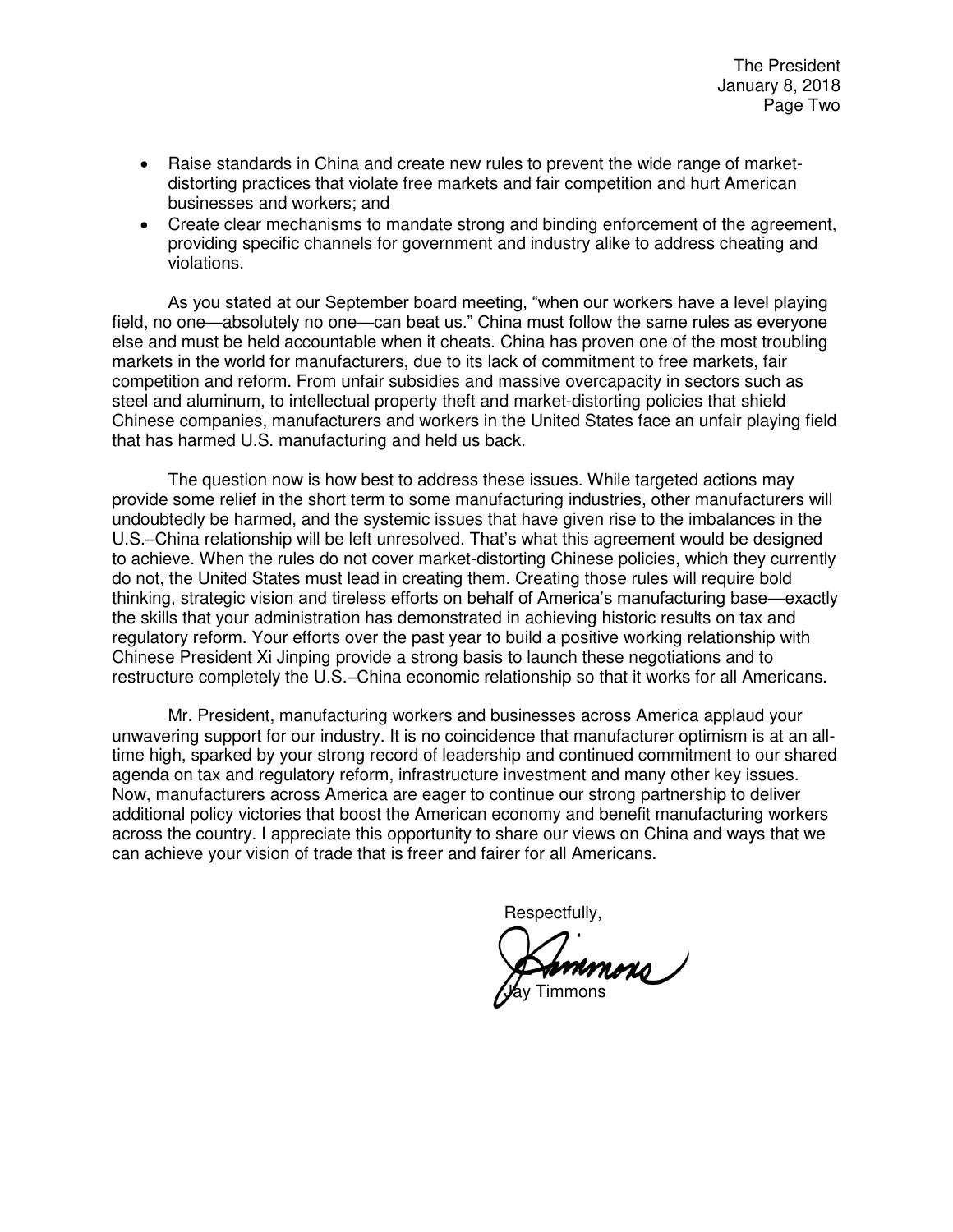- Raise standards in China and create new rules to prevent the wide range of market-distorting practices that violate free markets and fair competition and hurt American businesses and workers; and
- Create clear mechanisms to mandate strong and binding enforcement of the agreement, providing specific channels for government and industry alike to address cheating and violations.

As you stated at our September board meeting, "when our workers have a level playing field, no one—absolutely no one—can beat us." China must follow the same rules as everyone else and must be held accountable when it cheats. China has proven one of the most troubling markets in the world for manufacturers, due to its lack of commitment to free markets, fair competition and reform. From unfair subsidies and massive overcapacity in sectors such as steel and aluminum, to intellectual property theft and market-distorting policies that shield Chinese companies, manufacturers and workers in the United States face an unfair playing field that has harmed U.S. manufacturing and held us back.

The question now is how best to address these issues. While targeted actions may provide some relief in the short term to some manufacturing industries, other manufacturers will undoubtedly be harmed, and the systemic issues that have given rise to the imbalances in the U.S.–China relationship will be left unresolved. That's what this agreement would be designed to achieve. When the rules do not cover market-distorting Chinese policies, which they currently do not, the United States must lead in creating them. Creating those rules will require bold thinking, strategic vision and tireless efforts on behalf of America's manufacturing base—exactly the skills that your administration has demonstrated in achieving historic results on tax and regulatory reform. Your efforts over the past year to build a positive working relationship with Chinese President Xi Jinping provide a strong basis to launch these negotiations and to restructure completely the U.S.–China economic relationship so that it works for all Americans.

Mr. President, manufacturing workers and businesses across America applaud your unwavering support for our industry. It is no coincidence that manufacturer optimism is at an all-time high, sparked by your strong record of leadership and continued commitment to our shared agenda on tax and regulatory reform, infrastructure investment and many other key issues. Now, manufacturers across America are eager to continue our strong partnership to deliver additional policy victories that boost the American economy and benefit manufacturing workers across the country. I appreciate this opportunity to share our views on China and ways that we can achieve your vision of trade that is freer and fairer for all Americans.

Respectfully,

Jay Timmons